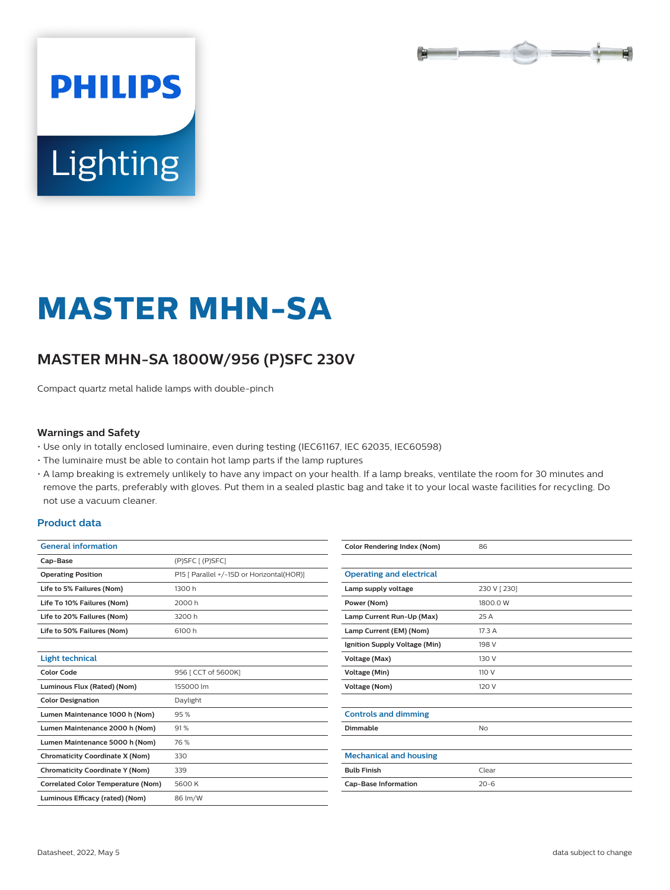PHILIPS

Lighting

# MASTER MHN-SA

## MASTER MHN-SA 1800W/956 (P)SFC 230V

Compact quartz metal halide lamps with double-pinch

### Warnings and Safety

- Use only in totally enclosed luminaire, even during testing (IEC61167, IEC 62035, IEC60598)
- The luminaire must be able to contain hot lamp parts if the lamp ruptures
- A lamp breaking is extremely unlikely to have any impact on your health. If a lamp breaks, ventilate the room for 30 minutes and remove the parts, preferably with gloves. Put them in a sealed plastic bag and take it to your local waste facilities for recycling. Do not use a vacuum cleaner.

### Product data

| General information | |
|---|---|
| Cap-Base | (P)SFC [ (P)SFC] |
| Operating Position | P15 [ Parallel +/-15D or Horizontal(HOR)] |
| Life to 5% Failures (Nom) | 1300 h |
| Life To 10% Failures (Nom) | 2000 h |
| Life to 20% Failures (Nom) | 3200 h |
| Life to 50% Failures (Nom) | 6100 h |

| Light technical | |
|---|---|
| Color Code | 956 [ CCT of 5600K] |
| Luminous Flux (Rated) (Nom) | 155000 lm |
| Color Designation | Daylight |
| Lumen Maintenance 1000 h (Nom) | 95 % |
| Lumen Maintenance 2000 h (Nom) | 91 % |
| Lumen Maintenance 5000 h (Nom) | 76 % |
| Chromaticity Coordinate X (Nom) | 330 |
| Chromaticity Coordinate Y (Nom) | 339 |
| Correlated Color Temperature (Nom) | 5600 K |
| Luminous Efficacy (rated) (Nom) | 86 lm/W |
| Color Rendering Index (Nom) | 86 |

| Operating and electrical | |
|---|---|
| Lamp supply voltage | 230 V [ 230] |
| Power (Nom) | 1800.0 W |
| Lamp Current Run-Up (Max) | 25 A |
| Lamp Current (EM) (Nom) | 17.3 A |
| Ignition Supply Voltage (Min) | 198 V |
| Voltage (Max) | 130 V |
| Voltage (Min) | 110 V |
| Voltage (Nom) | 120 V |

| Controls and dimming | |
|---|---|
| Dimmable | No |

| Mechanical and housing | |
|---|---|
| Bulb Finish | Clear |
| Cap-Base Information | 20-6 |

Datasheet, 2022, May 5

data subject to change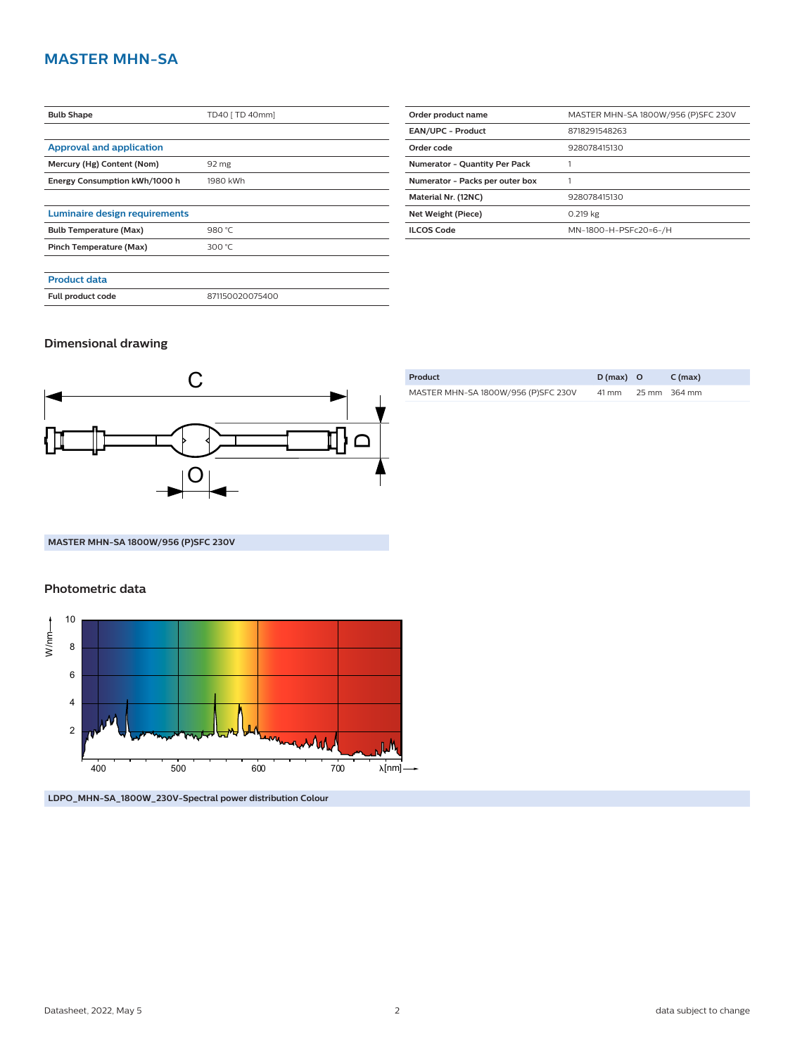# MASTER MHN-SA

| Bulb Shape | TD40 [ TD 40mm] |
|---|---|

## Approval and application

| Mercury (Hg) Content (Nom) | 92 mg |
|---|---|
| Energy Consumption kWh/1000 h | 1980 kWh |

## Luminaire design requirements

| Bulb Temperature (Max) | 980 °C |
|---|---|
| Pinch Temperature (Max) | 300 °C |

## Product data

| Full product code | 871150020075400 |
|---|---|
| Order product name | MASTER MHN-SA 1800W/956 (P)SFC 230V |
| EAN/UPC - Product | 8718291548263 |
| Order code | 928078415130 |
| Numerator - Quantity Per Pack | 1 |
| Numerator - Packs per outer box | 1 |
| Material Nr. (12NC) | 928078415130 |
| Net Weight (Piece) | 0.219 kg |
| ILCOS Code | MN-1800-H-PSFc20=6-/H |

## Dimensional drawing

| Product | D (max) | O | C (max) |
|---|---|---|---|
| MASTER MHN-SA 1800W/956 (P)SFC 230V | 41 mm | 25 mm | 364 mm |

MASTER MHN-SA 1800W/956 (P)SFC 230V

## Photometric data

LDPO_MHN-SA_1800W_230V-Spectral power distribution Colour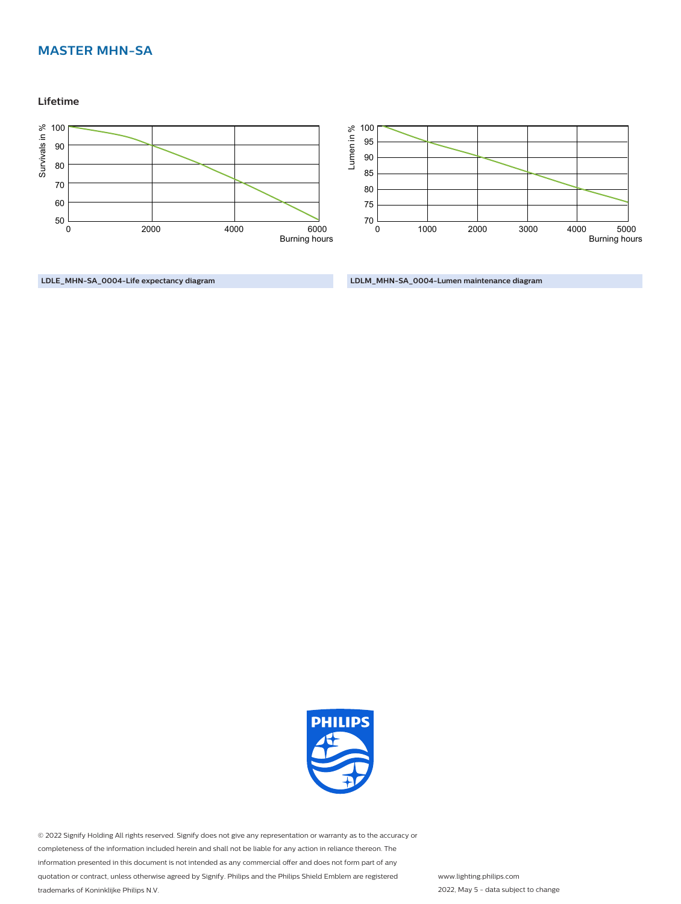## MASTER MHN-SA

### Lifetime

Survivals in %
100
90
80
70
60
50
0
2000
4000
6000
Burning hours

LDLE_MHN-SA_0004-Life expectancy diagram

Lumen in %
100
95
90
85
80
75
70
0
1000
2000
3000
4000
5000
Burning hours

LDLM_MHN-SA_0004-Lumen maintenance diagram

© 2022 Signify Holding All rights reserved. Signify does not give any representation or warranty as to the accuracy or completeness of the information included herein and shall not be liable for any action in reliance thereon. The information presented in this document is not intended as any commercial offer and does not form part of any quotation or contract, unless otherwise agreed by Signify. Philips and the Philips Shield Emblem are registered trademarks of Koninklijke Philips N.V.

www.lighting.philips.com

2022, May 5 - data subject to change